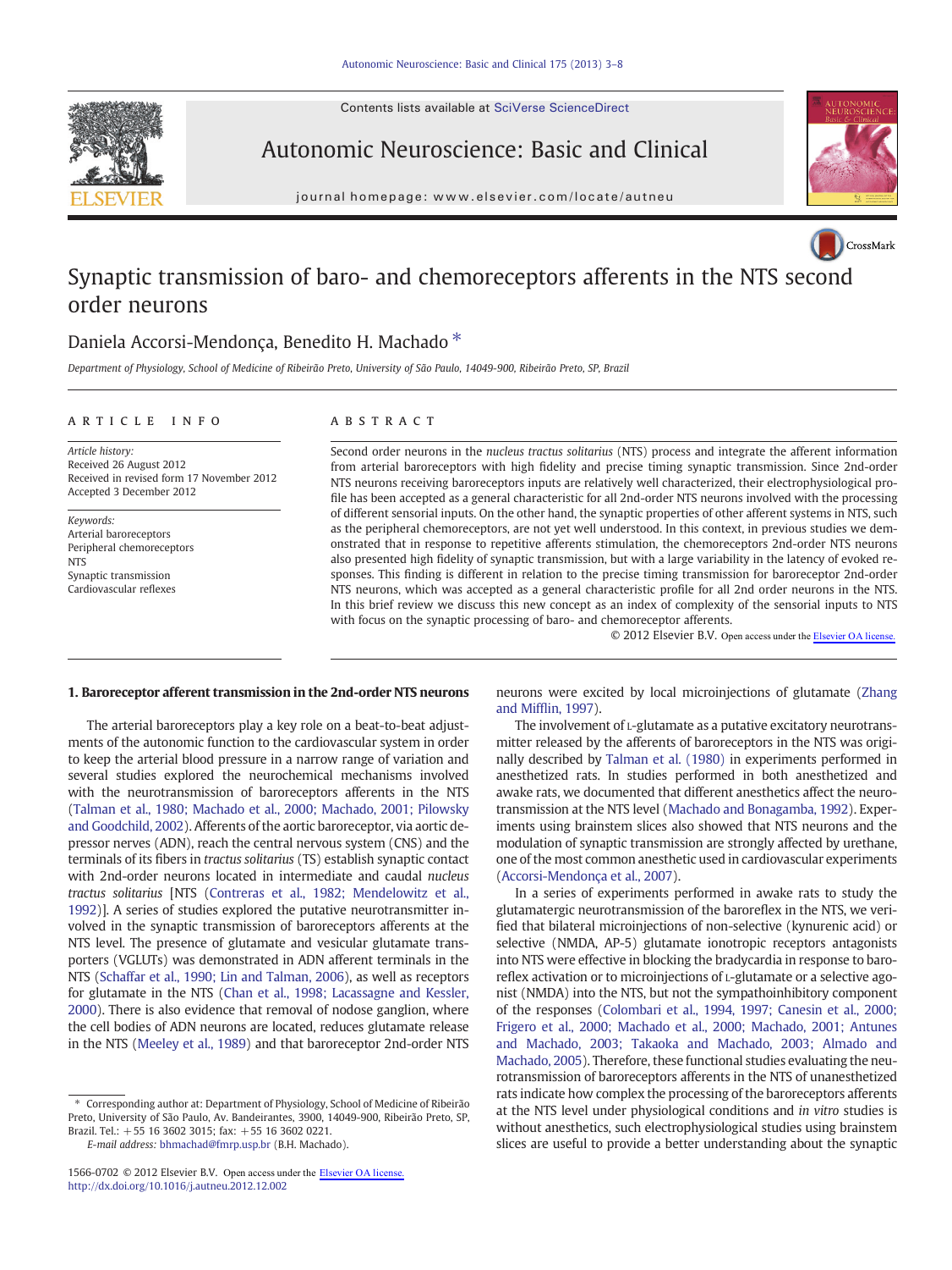# Synaptic transmission of baro- and chemoreceptors afferents in the NTS second order neurons

Daniela Accorsi-Mendonça, Benedito H. Machado *

*Department of Physiology, School of Medicine of Ribeirão Preto, University of São Paulo, 14049-900, Ribeirão Preto, SP, Brazil*

## ARTICLE INFO

*Article history:*
Received 26 August 2012
Received in revised form 17 November 2012
Accepted 3 December 2012

*Keywords:*
Arterial baroreceptors
Peripheral chemoreceptors
NTS
Synaptic transmission
Cardiovascular reflexes

## ABSTRACT

Second order neurons in the *nucleus tractus solitarius* (NTS) process and integrate the afferent information from arterial baroreceptors with high fidelity and precise timing synaptic transmission. Since 2nd-order NTS neurons receiving baroreceptors inputs are relatively well characterized, their electrophysiological profile has been accepted as a general characteristic for all 2nd-order NTS neurons involved with the processing of different sensorial inputs. On the other hand, the synaptic properties of other afferent systems in NTS, such as the peripheral chemoreceptors, are not yet well understood. In this context, in previous studies we demonstrated that in response to repetitive afferents stimulation, the chemoreceptors 2nd-order NTS neurons also presented high fidelity of synaptic transmission, but with a large variability in the latency of evoked responses. This finding is different in relation to the precise timing transmission for baroreceptor 2nd-order NTS neurons, which was accepted as a general characteristic profile for all 2nd order neurons in the NTS. In this brief review we discuss this new concept as an index of complexity of the sensorial inputs to NTS with focus on the synaptic processing of baro- and chemoreceptor afferents.

© 2012 Elsevier B.V. Open access under the Elsevier OA license.

## 1. Baroreceptor afferent transmission in the 2nd-order NTS neurons

The arterial baroreceptors play a key role on a beat-to-beat adjustments of the autonomic function to the cardiovascular system in order to keep the arterial blood pressure in a narrow range of variation and several studies explored the neurochemical mechanisms involved with the neurotransmission of baroreceptors afferents in the NTS (Talman et al., 1980; Machado et al., 2000; Machado, 2001; Pilowsky and Goodchild, 2002). Afferents of the aortic baroreceptor, via aortic depressor nerves (ADN), reach the central nervous system (CNS) and the terminals of its fibers in *tractus solitarius* (TS) establish synaptic contact with 2nd-order neurons located in intermediate and caudal *nucleus tractus solitarius* [NTS (Contreras et al., 1982; Mendelowitz et al., 1992)]. A series of studies explored the putative neurotransmitter involved in the synaptic transmission of baroreceptors afferents at the NTS level. The presence of glutamate and vesicular glutamate transporters (VGLUTs) was demonstrated in ADN afferent terminals in the NTS (Schaffar et al., 1990; Lin and Talman, 2006), as well as receptors for glutamate in the NTS (Chan et al., 1998; Lacassagne and Kessler, 2000). There is also evidence that removal of nodose ganglion, where the cell bodies of ADN neurons are located, reduces glutamate release in the NTS (Meeley et al., 1989) and that baroreceptor 2nd-order NTS neurons were excited by local microinjections of glutamate (Zhang and Mifflin, 1997).

The involvement of L-glutamate as a putative excitatory neurotransmitter released by the afferents of baroreceptors in the NTS was originally described by Talman et al. (1980) in experiments performed in anesthetized rats. In studies performed in both anesthetized and awake rats, we documented that different anesthetics affect the neurotransmission at the NTS level (Machado and Bonagamba, 1992). Experiments using brainstem slices also showed that NTS neurons and the modulation of synaptic transmission are strongly affected by urethane, one of the most common anesthetic used in cardiovascular experiments (Accorsi-Mendonça et al., 2007).

In a series of experiments performed in awake rats to study the glutamatergic neurotransmission of the baroreflex in the NTS, we verified that bilateral microinjections of non-selective (kynurenic acid) or selective (NMDA, AP-5) glutamate ionotropic receptors antagonists into NTS were effective in blocking the bradycardia in response to baroreflex activation or to microinjections of L-glutamate or a selective agonist (NMDA) into the NTS, but not the sympathoinhibitory component of the responses (Colombari et al., 1994, 1997; Canesin et al., 2000; Frigero et al., 2000; Machado et al., 2000; Machado, 2001; Antunes and Machado, 2003; Takaoka and Machado, 2003; Almado and Machado, 2005). Therefore, these functional studies evaluating the neurotransmission of baroreceptors afferents in the NTS of unanesthetized rats indicate how complex the processing of the baroreceptors afferents at the NTS level under physiological conditions and *in vitro* studies is without anesthetics, such electrophysiological studies using brainstem slices are useful to provide a better understanding about the synaptic

---

* Corresponding author at: Department of Physiology, School of Medicine of Ribeirão Preto, University of São Paulo, Av. Bandeirantes, 3900, 14049-900, Ribeirão Preto, SP, Brazil. Tel.: +55 16 3602 3015; fax: +55 16 3602 0221.
E-mail address: bhmachad@fmrp.usp.br (B.H. Machado).

1566-0702 © 2012 Elsevier B.V. Open access under the Elsevier OA license.
http://dx.doi.org/10.1016/j.autneu.2012.12.002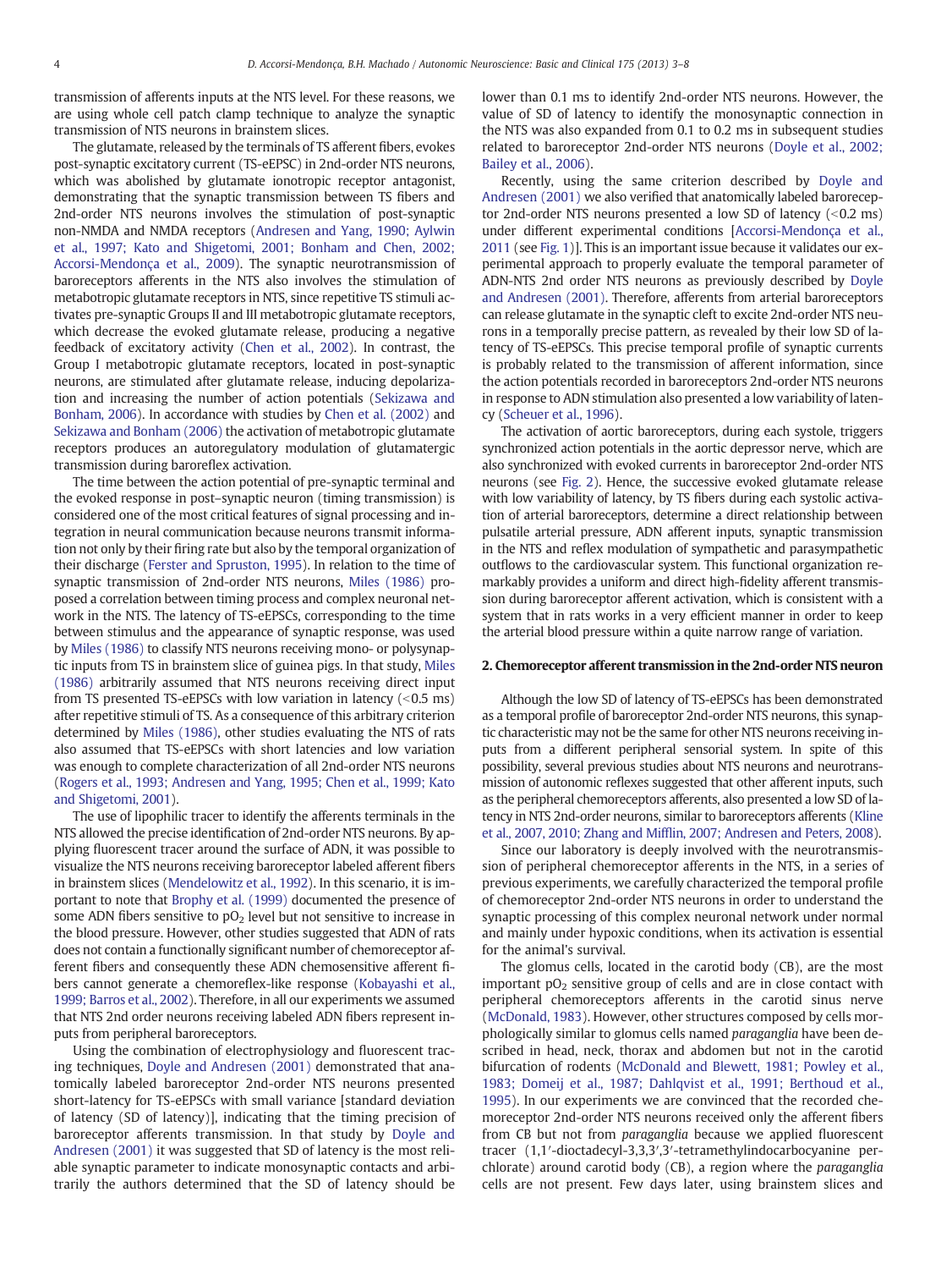transmission of afferents inputs at the NTS level. For these reasons, we are using whole cell patch clamp technique to analyze the synaptic transmission of NTS neurons in brainstem slices.

The glutamate, released by the terminals of TS afferent fibers, evokes post-synaptic excitatory current (TS-eEPSC) in 2nd-order NTS neurons, which was abolished by glutamate ionotropic receptor antagonist, demonstrating that the synaptic transmission between TS fibers and 2nd-order NTS neurons involves the stimulation of post-synaptic non-NMDA and NMDA receptors (Andresen and Yang, 1990; Aylwin et al., 1997; Kato and Shigetomi, 2001; Bonham and Chen, 2002; Accorsi-Mendonça et al., 2009). The synaptic neurotransmission of baroreceptors afferents in the NTS also involves the stimulation of metabotropic glutamate receptors in NTS, since repetitive TS stimuli activates pre-synaptic Groups II and III metabotropic glutamate receptors, which decrease the evoked glutamate release, producing a negative feedback of excitatory activity (Chen et al., 2002). In contrast, the Group I metabotropic glutamate receptors, located in post-synaptic neurons, are stimulated after glutamate release, inducing depolarization and increasing the number of action potentials (Sekizawa and Bonham, 2006). In accordance with studies by Chen et al. (2002) and Sekizawa and Bonham (2006) the activation of metabotropic glutamate receptors produces an autoregulatory modulation of glutamatergic transmission during baroreflex activation.

The time between the action potential of pre-synaptic terminal and the evoked response in post–synaptic neuron (timing transmission) is considered one of the most critical features of signal processing and integration in neural communication because neurons transmit information not only by their firing rate but also by the temporal organization of their discharge (Ferster and Spruston, 1995). In relation to the time of synaptic transmission of 2nd-order NTS neurons, Miles (1986) proposed a correlation between timing process and complex neuronal network in the NTS. The latency of TS-eEPSCs, corresponding to the time between stimulus and the appearance of synaptic response, was used by Miles (1986) to classify NTS neurons receiving mono- or polysynaptic inputs from TS in brainstem slice of guinea pigs. In that study, Miles (1986) arbitrarily assumed that NTS neurons receiving direct input from TS presented TS-eEPSCs with low variation in latency (<0.5 ms) after repetitive stimuli of TS. As a consequence of this arbitrary criterion determined by Miles (1986), other studies evaluating the NTS of rats also assumed that TS-eEPSCs with short latencies and low variation was enough to complete characterization of all 2nd-order NTS neurons (Rogers et al., 1993; Andresen and Yang, 1995; Chen et al., 1999; Kato and Shigetomi, 2001).

The use of lipophilic tracer to identify the afferents terminals in the NTS allowed the precise identification of 2nd-order NTS neurons. By applying fluorescent tracer around the surface of ADN, it was possible to visualize the NTS neurons receiving baroreceptor labeled afferent fibers in brainstem slices (Mendelowitz et al., 1992). In this scenario, it is important to note that Brophy et al. (1999) documented the presence of some ADN fibers sensitive to $pO_2$ level but not sensitive to increase in the blood pressure. However, other studies suggested that ADN of rats does not contain a functionally significant number of chemoreceptor afferent fibers and consequently these ADN chemosensitive afferent fibers cannot generate a chemoreflex-like response (Kobayashi et al., 1999; Barros et al., 2002). Therefore, in all our experiments we assumed that NTS 2nd order neurons receiving labeled ADN fibers represent inputs from peripheral baroreceptors.

Using the combination of electrophysiology and fluorescent tracing techniques, Doyle and Andresen (2001) demonstrated that anatomically labeled baroreceptor 2nd-order NTS neurons presented short-latency for TS-eEPSCs with small variance [standard deviation of latency (SD of latency)], indicating that the timing precision of baroreceptor afferents transmission. In that study by Doyle and Andresen (2001) it was suggested that SD of latency is the most reliable synaptic parameter to indicate monosynaptic contacts and arbitrarily the authors determined that the SD of latency should be lower than 0.1 ms to identify 2nd-order NTS neurons. However, the value of SD of latency to identify the monosynaptic connection in the NTS was also expanded from 0.1 to 0.2 ms in subsequent studies related to baroreceptor 2nd-order NTS neurons (Doyle et al., 2002; Bailey et al., 2006).

Recently, using the same criterion described by Doyle and Andresen (2001) we also verified that anatomically labeled baroreceptor 2nd-order NTS neurons presented a low SD of latency (<0.2 ms) under different experimental conditions [Accorsi-Mendonça et al., 2011 (see Fig. 1)]. This is an important issue because it validates our experimental approach to properly evaluate the temporal parameter of ADN-NTS 2nd order NTS neurons as previously described by Doyle and Andresen (2001). Therefore, afferents from arterial baroreceptors can release glutamate in the synaptic cleft to excite 2nd-order NTS neurons in a temporally precise pattern, as revealed by their low SD of latency of TS-eEPSCs. This precise temporal profile of synaptic currents is probably related to the transmission of afferent information, since the action potentials recorded in baroreceptors 2nd-order NTS neurons in response to ADN stimulation also presented a low variability of latency (Scheuer et al., 1996).

The activation of aortic baroreceptors, during each systole, triggers synchronized action potentials in the aortic depressor nerve, which are also synchronized with evoked currents in baroreceptor 2nd-order NTS neurons (see Fig. 2). Hence, the successive evoked glutamate release with low variability of latency, by TS fibers during each systolic activation of arterial baroreceptors, determine a direct relationship between pulsatile arterial pressure, ADN afferent inputs, synaptic transmission in the NTS and reflex modulation of sympathetic and parasympathetic outflows to the cardiovascular system. This functional organization remarkably provides a uniform and direct high-fidelity afferent transmission during baroreceptor afferent activation, which is consistent with a system that in rats works in a very efficient manner in order to keep the arterial blood pressure within a quite narrow range of variation.

## 2. Chemoreceptor afferent transmission in the 2nd-order NTS neuron

Although the low SD of latency of TS-eEPSCs has been demonstrated as a temporal profile of baroreceptor 2nd-order NTS neurons, this synaptic characteristic may not be the same for other NTS neurons receiving inputs from a different peripheral sensorial system. In spite of this possibility, several previous studies about NTS neurons and neurotransmission of autonomic reflexes suggested that other afferent inputs, such as the peripheral chemoreceptors afferents, also presented a low SD of latency in NTS 2nd-order neurons, similar to baroreceptors afferents (Kline et al., 2007, 2010; Zhang and Mifflin, 2007; Andresen and Peters, 2008).

Since our laboratory is deeply involved with the neurotransmission of peripheral chemoreceptor afferents in the NTS, in a series of previous experiments, we carefully characterized the temporal profile of chemoreceptor 2nd-order NTS neurons in order to understand the synaptic processing of this complex neuronal network under normal and mainly under hypoxic conditions, when its activation is essential for the animal's survival.

The glomus cells, located in the carotid body (CB), are the most important $pO_2$ sensitive group of cells and are in close contact with peripheral chemoreceptors afferents in the carotid sinus nerve (McDonald, 1983). However, other structures composed by cells morphologically similar to glomus cells named *paraganglia* have been described in head, neck, thorax and abdomen but not in the carotid bifurcation of rodents (McDonald and Blewett, 1981; Powley et al., 1983; Domeij et al., 1987; Dahlqvist et al., 1991; Berthoud et al., 1995). In our experiments we are convinced that the recorded chemoreceptor 2nd-order NTS neurons received only the afferent fibers from CB but not from *paraganglia* because we applied fluorescent tracer (1,1′-dioctadecyl-3,3,3′,3′-tetramethylindocarbocyanine perchlorate) around carotid body (CB), a region where the *paraganglia* cells are not present. Few days later, using brainstem slices and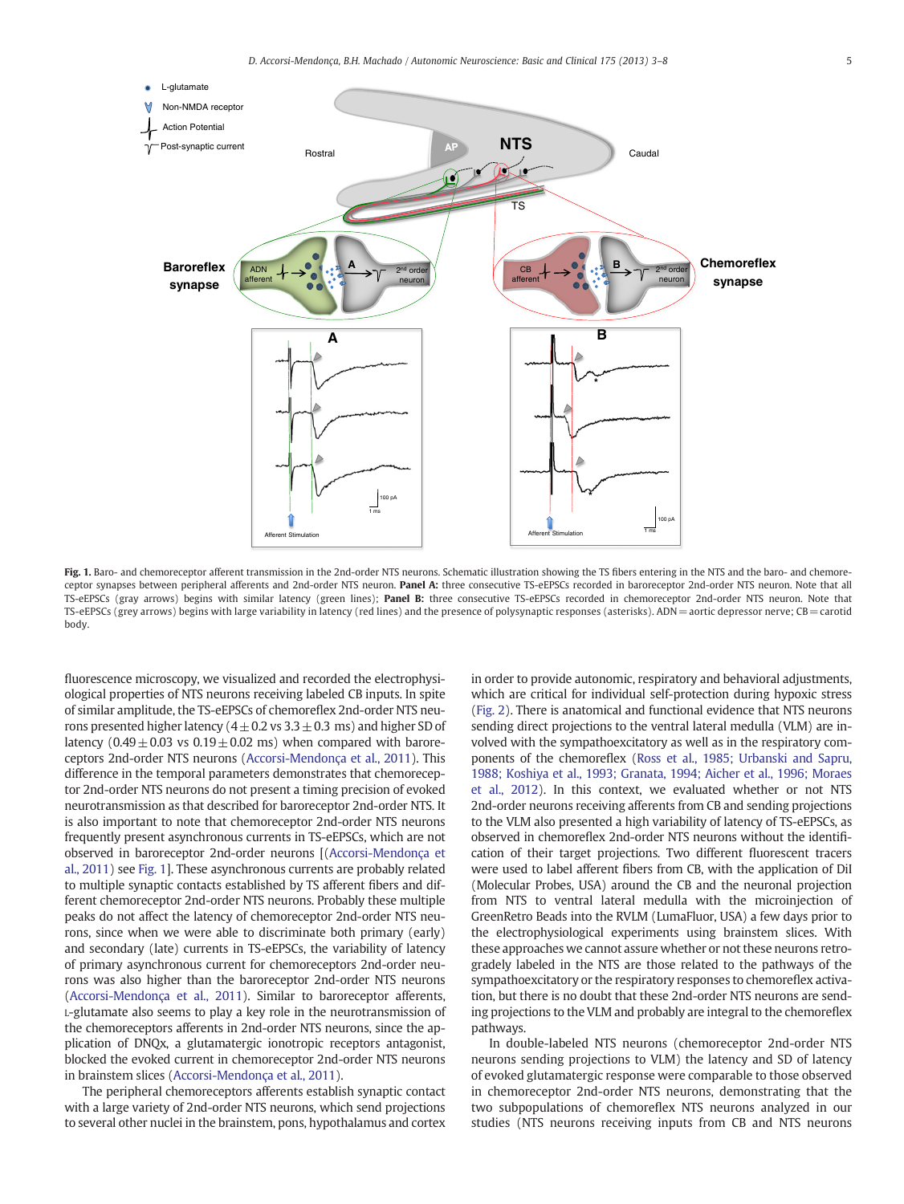**Fig. 1.** Baro- and chemoreceptor afferent transmission in the 2nd-order NTS neurons. Schematic illustration showing the TS fibers entering in the NTS and the baro- and chemoreceptor synapses between peripheral afferents and 2nd-order NTS neuron. **Panel A:** three consecutive TS-eEPSCs recorded in baroreceptor 2nd-order NTS neuron. Note that all TS-eEPSCs (gray arrows) begins with similar latency (green lines); **Panel B:** three consecutive TS-eEPSCs recorded in chemoreceptor 2nd-order NTS neuron. Note that TS-eEPSCs (grey arrows) begins with large variability in latency (red lines) and the presence of polysynaptic responses (asterisks). ADN = aortic depressor nerve; CB = carotid body.

fluorescence microscopy, we visualized and recorded the electrophysiological properties of NTS neurons receiving labeled CB inputs. In spite of similar amplitude, the TS-eEPSCs of chemoreflex 2nd-order NTS neurons presented higher latency ($4 \pm 0.2$ vs $3.3 \pm 0.3$ ms) and higher SD of latency ($0.49 \pm 0.03$ vs $0.19 \pm 0.02$ ms) when compared with baroreceptors 2nd-order NTS neurons (Accorsi-Mendonça et al., 2011). This difference in the temporal parameters demonstrates that chemoreceptor 2nd-order NTS neurons do not present a timing precision of evoked neurotransmission as that described for baroreceptor 2nd-order NTS. It is also important to note that chemoreceptor 2nd-order NTS neurons frequently present asynchronous currents in TS-eEPSCs, which are not observed in baroreceptor 2nd-order neurons [(Accorsi-Mendonça et al., 2011) see Fig. 1]. These asynchronous currents are probably related to multiple synaptic contacts established by TS afferent fibers and different chemoreceptor 2nd-order NTS neurons. Probably these multiple peaks do not affect the latency of chemoreceptor 2nd-order NTS neurons, since when we were able to discriminate both primary (early) and secondary (late) currents in TS-eEPSCs, the variability of latency of primary asynchronous current for chemoreceptors 2nd-order neurons was also higher than the baroreceptor 2nd-order NTS neurons (Accorsi-Mendonça et al., 2011). Similar to baroreceptor afferents, L-glutamate also seems to play a key role in the neurotransmission of the chemoreceptors afferents in 2nd-order NTS neurons, since the application of DNQx, a glutamatergic ionotropic receptors antagonist, blocked the evoked current in chemoreceptor 2nd-order NTS neurons in brainstem slices (Accorsi-Mendonça et al., 2011).

The peripheral chemoreceptors afferents establish synaptic contact with a large variety of 2nd-order NTS neurons, which send projections to several other nuclei in the brainstem, pons, hypothalamus and cortex in order to provide autonomic, respiratory and behavioral adjustments, which are critical for individual self-protection during hypoxic stress (Fig. 2). There is anatomical and functional evidence that NTS neurons sending direct projections to the ventral lateral medulla (VLM) are involved with the sympathoexcitatory as well as in the respiratory components of the chemoreflex (Ross et al., 1985; Urbanski and Sapru, 1988; Koshiya et al., 1993; Granata, 1994; Aicher et al., 1996; Moraes et al., 2012). In this context, we evaluated whether or not NTS 2nd-order neurons receiving afferents from CB and sending projections to the VLM also presented a high variability of latency of TS-eEPSCs, as observed in chemoreflex 2nd-order NTS neurons without the identification of their target projections. Two different fluorescent tracers were used to label afferent fibers from CB, with the application of DiI (Molecular Probes, USA) around the CB and the neuronal projection from NTS to ventral lateral medulla with the microinjection of GreenRetro Beads into the RVLM (LumaFluor, USA) a few days prior to the electrophysiological experiments using brainstem slices. With these approaches we cannot assure whether or not these neurons retrogradely labeled in the NTS are those related to the pathways of the sympathoexcitatory or the respiratory responses to chemoreflex activation, but there is no doubt that these 2nd-order NTS neurons are sending projections to the VLM and probably are integral to the chemoreflex pathways.

In double-labeled NTS neurons (chemoreceptor 2nd-order NTS neurons sending projections to VLM) the latency and SD of latency of evoked glutamatergic response were comparable to those observed in chemoreceptor 2nd-order NTS neurons, demonstrating that the two subpopulations of chemoreflex NTS neurons analyzed in our studies (NTS neurons receiving inputs from CB and NTS neurons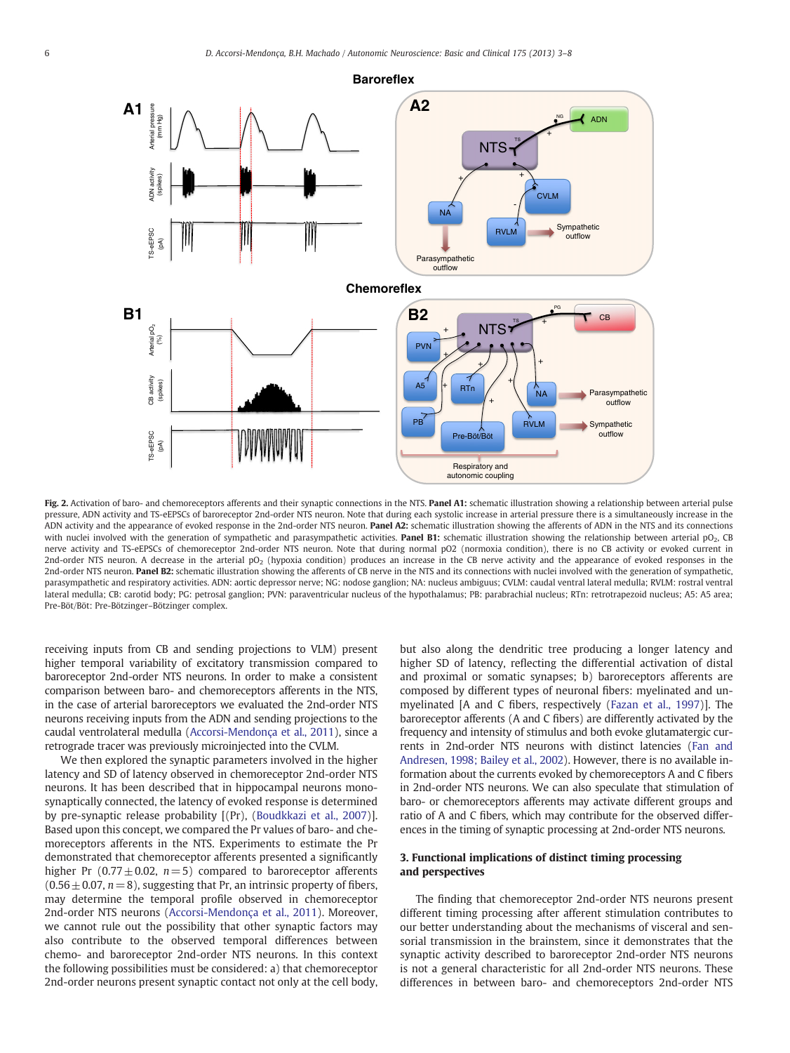Fig. 2. Activation of baro- and chemoreceptors afferents and their synaptic connections in the NTS. **Panel A1:** schematic illustration showing a relationship between arterial pulse pressure, ADN activity and TS-eEPSCs of baroreceptor 2nd-order NTS neuron. Note that during each systolic increase in arterial pressure there is a simultaneously increase in the ADN activity and the appearance of evoked response in the 2nd-order NTS neuron. **Panel A2:** schematic illustration showing the afferents of ADN in the NTS and its connections with nuclei involved with the generation of sympathetic and parasympathetic activities. **Panel B1:** schematic illustration showing the relationship between arterial $pO_2$, CB nerve activity and TS-eEPSCs of chemoreceptor 2nd-order NTS neuron. Note that during normal pO2 (normoxia condition), there is no CB activity or evoked current in 2nd-order NTS neuron. A decrease in the arterial $pO_2$ (hypoxia condition) produces an increase in the CB nerve activity and the appearance of evoked responses in the 2nd-order NTS neuron. **Panel B2:** schematic illustration showing the afferents of CB nerve in the NTS and its connections with nuclei involved with the generation of sympathetic, parasympathetic and respiratory activities. ADN: aortic depressor nerve; NG: nodose ganglion; NA: nucleus ambiguus; CVLM: caudal ventral lateral medulla; RVLM: rostral ventral lateral medulla; CB: carotid body; PG: petrosal ganglion; PVN: paraventricular nucleus of the hypothalamus; PB: parabrachial nucleus; RTn: retrotrapezoid nucleus; A5: A5 area; Pre-Böt/Böt: Pre-Bötzinger–Bötzinger complex.

receiving inputs from CB and sending projections to VLM) present higher temporal variability of excitatory transmission compared to baroreceptor 2nd-order NTS neurons. In order to make a consistent comparison between baro- and chemoreceptors afferents in the NTS, in the case of arterial baroreceptors we evaluated the 2nd-order NTS neurons receiving inputs from the ADN and sending projections to the caudal ventrolateral medulla (Accorsi-Mendonça et al., 2011), since a retrograde tracer was previously microinjected into the CVLM.

We then explored the synaptic parameters involved in the higher latency and SD of latency observed in chemoreceptor 2nd-order NTS neurons. It has been described that in hippocampal neurons monosynaptically connected, the latency of evoked response is determined by pre-synaptic release probability [(Pr), (Boudkkazi et al., 2007)]. Based upon this concept, we compared the Pr values of baro- and chemoreceptors afferents in the NTS. Experiments to estimate the Pr demonstrated that chemoreceptor afferents presented a significantly higher Pr ($0.77 \pm 0.02$, $n = 5$) compared to baroreceptor afferents ($0.56 \pm 0.07$, $n = 8$), suggesting that Pr, an intrinsic property of fibers, may determine the temporal profile observed in chemoreceptor 2nd-order NTS neurons (Accorsi-Mendonça et al., 2011). Moreover, we cannot rule out the possibility that other synaptic factors may also contribute to the observed temporal differences between chemo- and baroreceptor 2nd-order NTS neurons. In this context the following possibilities must be considered: a) that chemoreceptor 2nd-order neurons present synaptic contact not only at the cell body, but also along the dendritic tree producing a longer latency and higher SD of latency, reflecting the differential activation of distal and proximal or somatic synapses; b) baroreceptors afferents are composed by different types of neuronal fibers: myelinated and unmyelinated [A and C fibers, respectively (Fazan et al., 1997)]. The baroreceptor afferents (A and C fibers) are differently activated by the frequency and intensity of stimulus and both evoke glutamatergic currents in 2nd-order NTS neurons with distinct latencies (Fan and Andresen, 1998; Bailey et al., 2002). However, there is no available information about the currents evoked by chemoreceptors A and C fibers in 2nd-order NTS neurons. We can also speculate that stimulation of baro- or chemoreceptors afferents may activate different groups and ratio of A and C fibers, which may contribute for the observed differences in the timing of synaptic processing at 2nd-order NTS neurons.

## 3. Functional implications of distinct timing processing and perspectives

The finding that chemoreceptor 2nd-order NTS neurons present different timing processing after afferent stimulation contributes to our better understanding about the mechanisms of visceral and sensorial transmission in the brainstem, since it demonstrates that the synaptic activity described to baroreceptor 2nd-order NTS neurons is not a general characteristic for all 2nd-order NTS neurons. These differences in between baro- and chemoreceptors 2nd-order NTS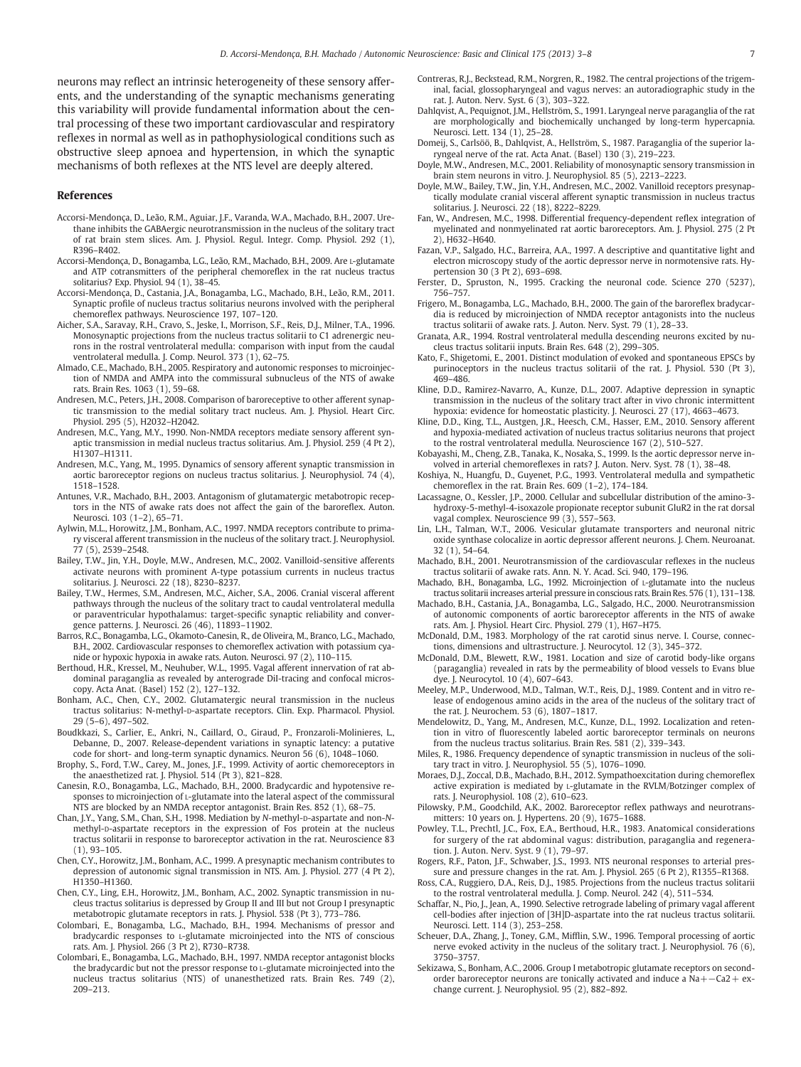neurons may reflect an intrinsic heterogeneity of these sensory afferents, and the understanding of the synaptic mechanisms generating this variability will provide fundamental information about the central processing of these two important cardiovascular and respiratory reflexes in normal as well as in pathophysiological conditions such as obstructive sleep apnoea and hypertension, in which the synaptic mechanisms of both reflexes at the NTS level are deeply altered.

## References

Accorsi-Mendonça, D., Leão, R.M., Aguiar, J.F., Varanda, W.A., Machado, B.H., 2007. Urethane inhibits the GABAergic neurotransmission in the nucleus of the solitary tract of rat brain stem slices. Am. J. Physiol. Regul. Integr. Comp. Physiol. 292 (1), R396–R402.

Accorsi-Mendonça, D., Bonagamba, L.G., Leão, R.M., Machado, B.H., 2009. Are L-glutamate and ATP cotransmitters of the peripheral chemoreflex in the rat nucleus tractus solitarius? Exp. Physiol. 94 (1), 38–45.

Accorsi-Mendonça, D., Castania, J.A., Bonagamba, L.G., Machado, B.H., Leão, R.M., 2011. Synaptic profile of nucleus tractus solitarius neurons involved with the peripheral chemoreflex pathways. Neuroscience 197, 107–120.

Aicher, S.A., Saravay, R.H., Cravo, S., Jeske, I., Morrison, S.F., Reis, D.J., Milner, T.A., 1996. Monosynaptic projections from the nucleus tractus solitarii to C1 adrenergic neurons in the rostral ventrolateral medulla: comparison with input from the caudal ventrolateral medulla. J. Comp. Neurol. 373 (1), 62–75.

Almado, C.E., Machado, B.H., 2005. Respiratory and autonomic responses to microinjection of NMDA and AMPA into the commissural subnucleus of the NTS of awake rats. Brain Res. 1063 (1), 59–68.

Andresen, M.C., Peters, J.H., 2008. Comparison of baroreceptive to other afferent synaptic transmission to the medial solitary tract nucleus. Am. J. Physiol. Heart Circ. Physiol. 295 (5), H2032–H2042.

Andresen, M.C., Yang, M.Y., 1990. Non-NMDA receptors mediate sensory afferent synaptic transmission in medial nucleus tractus solitarius. Am. J. Physiol. 259 (4 Pt 2), H1307–H1311.

Andresen, M.C., Yang, M., 1995. Dynamics of sensory afferent synaptic transmission in aortic baroreceptor regions on nucleus tractus solitarius. J. Neurophysiol. 74 (4), 1518–1528.

Antunes, V.R., Machado, B.H., 2003. Antagonism of glutamatergic metabotropic receptors in the NTS of awake rats does not affect the gain of the baroreflex. Auton. Neurosci. 103 (1–2), 65–71.

Aylwin, M.L., Horowitz, J.M., Bonham, A.C., 1997. NMDA receptors contribute to primary visceral afferent transmission in the nucleus of the solitary tract. J. Neurophysiol. 77 (5), 2539–2548.

Bailey, T.W., Jin, Y.H., Doyle, M.W., Andresen, M.C., 2002. Vanilloid-sensitive afferents activate neurons with prominent A-type potassium currents in nucleus tractus solitarius. J. Neurosci. 22 (18), 8230–8237.

Bailey, T.W., Hermes, S.M., Andresen, M.C., Aicher, S.A., 2006. Cranial visceral afferent pathways through the nucleus of the solitary tract to caudal ventrolateral medulla or paraventricular hypothalamus: target-specific synaptic reliability and convergence patterns. J. Neurosci. 26 (46), 11893–11902.

Barros, R.C., Bonagamba, L.G., Okamoto-Canesin, R., de Oliveira, M., Branco, L.G., Machado, B.H., 2002. Cardiovascular responses to chemoreflex activation with potassium cyanide or hypoxic hypoxia in awake rats. Auton. Neurosci. 97 (2), 110–115.

Berthoud, H.R., Kressel, M., Neuhuber, W.L., 1995. Vagal afferent innervation of rat abdominal paraganglia as revealed by anterograde DiI-tracing and confocal microscopy. Acta Anat. (Basel) 152 (2), 127–132.

Bonham, A.C., Chen, C.Y., 2002. Glutamatergic neural transmission in the nucleus tractus solitarius: N-methyl-D-aspartate receptors. Clin. Exp. Pharmacol. Physiol. 29 (5–6), 497–502.

Boudkkazi, S., Carlier, E., Ankri, N., Caillard, O., Giraud, P., Fronzaroli-Molinieres, L., Debanne, D., 2007. Release-dependent variations in synaptic latency: a putative code for short- and long-term synaptic dynamics. Neuron 56 (6), 1048–1060.

Brophy, S., Ford, T.W., Carey, M., Jones, J.F., 1999. Activity of aortic chemoreceptors in the anaesthetized rat. J. Physiol. 514 (Pt 3), 821–828.

Canesin, R.O., Bonagamba, L.G., Machado, B.H., 2000. Bradycardic and hypotensive responses to microinjection of L-glutamate into the lateral aspect of the commissural NTS are blocked by an NMDA receptor antagonist. Brain Res. 852 (1), 68–75.

Chan, J.Y., Yang, S.M., Chan, S.H., 1998. Mediation by N-methyl-D-aspartate and non-N-methyl-D-aspartate receptors in the expression of Fos protein at the nucleus tractus solitarii in response to baroreceptor activation in the rat. Neuroscience 83 (1), 93–105.

Chen, C.Y., Horowitz, J.M., Bonham, A.C., 1999. A presynaptic mechanism contributes to depression of autonomic signal transmission in NTS. Am. J. Physiol. 277 (4 Pt 2), H1350–H1360.

Chen, C.Y., Ling, E.H., Horowitz, J.M., Bonham, A.C., 2002. Synaptic transmission in nucleus tractus solitarius is depressed by Group II and III but not Group I presynaptic metabotropic glutamate receptors in rats. J. Physiol. 538 (Pt 3), 773–786.

Colombari, E., Bonagamba, L.G., Machado, B.H., 1994. Mechanisms of pressor and bradycardic responses to L-glutamate microinjected into the NTS of conscious rats. Am. J. Physiol. 266 (3 Pt 2), R730–R738.

Colombari, E., Bonagamba, L.G., Machado, B.H., 1997. NMDA receptor antagonist blocks the bradycardic but not the pressor response to L-glutamate microinjected into the nucleus tractus solitarius (NTS) of unanesthetized rats. Brain Res. 749 (2), 209–213.

Contreras, R.J., Beckstead, R.M., Norgren, R., 1982. The central projections of the trigeminal, facial, glossopharyngeal and vagus nerves: an autoradiographic study in the rat. J. Auton. Nerv. Syst. 6 (3), 303–322.

Dahlqvist, A., Pequignot, J.M., Hellström, S., 1991. Laryngeal nerve paraganglia of the rat are morphologically and biochemically unchanged by long-term hypercapnia. Neurosci. Lett. 134 (1), 25–28.

Domeij, S., Carlsöö, B., Dahlqvist, A., Hellström, S., 1987. Paraganglia of the superior laryngeal nerve of the rat. Acta Anat. (Basel) 130 (3), 219–223.

Doyle, M.W., Andresen, M.C., 2001. Reliability of monosynaptic sensory transmission in brain stem neurons in vitro. J. Neurophysiol. 85 (5), 2213–2223.

Doyle, M.W., Bailey, T.W., Jin, Y.H., Andresen, M.C., 2002. Vanilloid receptors presynaptically modulate cranial visceral afferent synaptic transmission in nucleus tractus solitarius. J. Neurosci. 22 (18), 8222–8229.

Fan, W., Andresen, M.C., 1998. Differential frequency-dependent reflex integration of myelinated and nonmyelinated rat aortic baroreceptors. Am. J. Physiol. 275 (2 Pt 2), H632–H640.

Fazan, V.P., Salgado, H.C., Barreira, A.A., 1997. A descriptive and quantitative light and electron microscopy study of the aortic depressor nerve in normotensive rats. Hypertension 30 (3 Pt 2), 693–698.

Ferster, D., Spruston, N., 1995. Cracking the neuronal code. Science 270 (5237), 756–757.

Frigero, M., Bonagamba, L.G., Machado, B.H., 2000. The gain of the baroreflex bradycardia is reduced by microinjection of NMDA receptor antagonists into the nucleus tractus solitarii of awake rats. J. Auton. Nerv. Syst. 79 (1), 28–33.

Granata, A.R., 1994. Rostral ventrolateral medulla descending neurons excited by nucleus tractus solitarii inputs. Brain Res. 648 (2), 299–305.

Kato, F., Shigetomi, E., 2001. Distinct modulation of evoked and spontaneous EPSCs by purinoceptors in the nucleus tractus solitarii of the rat. J. Physiol. 530 (Pt 3), 469–486.

Kline, D.D., Ramirez-Navarro, A., Kunze, D.L., 2007. Adaptive depression in synaptic transmission in the nucleus of the solitary tract after in vivo chronic intermittent hypoxia: evidence for homeostatic plasticity. J. Neurosci. 27 (17), 4663–4673.

Kline, D.D., King, T.L., Austgen, J.R., Heesch, C.M., Hasser, E.M., 2010. Sensory afferent and hypoxia-mediated activation of nucleus tractus solitarius neurons that project to the rostral ventrolateral medulla. Neuroscience 167 (2), 510–527.

Kobayashi, M., Cheng, Z.B., Tanaka, K., Nosaka, S., 1999. Is the aortic depressor nerve involved in arterial chemoreflexes in rats? J. Auton. Nerv. Syst. 78 (1), 38–48.

Koshiya, N., Huangfu, D., Guyenet, P.G., 1993. Ventrolateral medulla and sympathetic chemoreflex in the rat. Brain Res. 609 (1–2), 174–184.

Lacassagne, O., Kessler, J.P., 2000. Cellular and subcellular distribution of the amino-3-hydroxy-5-methyl-4-isoxazole propionate receptor subunit GluR2 in the rat dorsal vagal complex. Neuroscience 99 (3), 557–563.

Lin, L.H., Talman, W.T., 2006. Vesicular glutamate transporters and neuronal nitric oxide synthase colocalize in aortic depressor afferent neurons. J. Chem. Neuroanat. 32 (1), 54–64.

Machado, B.H., 2001. Neurotransmission of the cardiovascular reflexes in the nucleus tractus solitarii of awake rats. Ann. N. Y. Acad. Sci. 940, 179–196.

Machado, B.H., Bonagamba, L.G., 1992. Microinjection of L-glutamate into the nucleus tractus solitarii increases arterial pressure in conscious rats. Brain Res. 576 (1), 131–138.

Machado, B.H., Castania, J.A., Bonagamba, L.G., Salgado, H.C., 2000. Neurotransmission of autonomic components of aortic baroreceptor afferents in the NTS of awake rats. Am. J. Physiol. Heart Circ. Physiol. 279 (1), H67–H75.

McDonald, D.M., 1983. Morphology of the rat carotid sinus nerve. I. Course, connections, dimensions and ultrastructure. J. Neurocytol. 12 (3), 345–372.

McDonald, D.M., Blewett, R.W., 1981. Location and size of carotid body-like organs (paraganglia) revealed in rats by the permeability of blood vessels to Evans blue dye. J. Neurocytol. 10 (4), 607–643.

Meeley, M.P., Underwood, M.D., Talman, W.T., Reis, D.J., 1989. Content and in vitro release of endogenous amino acids in the area of the nucleus of the solitary tract of the rat. J. Neurochem. 53 (6), 1807–1817.

Mendelowitz, D., Yang, M., Andresen, M.C., Kunze, D.L., 1992. Localization and retention in vitro of fluorescently labeled aortic baroreceptor terminals on neurons from the nucleus tractus solitarius. Brain Res. 581 (2), 339–343.

Miles, R., 1986. Frequency dependence of synaptic transmission in nucleus of the solitary tract in vitro. J. Neurophysiol. 55 (5), 1076–1090.

Moraes, D.J., Zoccal, D.B., Machado, B.H., 2012. Sympathoexcitation during chemoreflex active expiration is mediated by L-glutamate in the RVLM/Botzinger complex of rats. J. Neurophysiol. 108 (2), 610–623.

Pilowsky, P.M., Goodchild, A.K., 2002. Baroreceptor reflex pathways and neurotransmitters: 10 years on. J. Hypertens. 20 (9), 1675–1688.

Powley, T.L., Prechtl, J.C., Fox, E.A., Berthoud, H.R., 1983. Anatomical considerations for surgery of the rat abdominal vagus: distribution, paraganglia and regeneration. J. Auton. Nerv. Syst. 9 (1), 79–97.

Rogers, R.F., Paton, J.F., Schwaber, J.S., 1993. NTS neuronal responses to arterial pressure and pressure changes in the rat. Am. J. Physiol. 265 (6 Pt 2), R1355–R1368.

Ross, C.A., Ruggiero, D.A., Reis, D.J., 1985. Projections from the nucleus tractus solitarii to the rostral ventrolateral medulla. J. Comp. Neurol. 242 (4), 511–534.

Schaffar, N., Pio, J., Jean, A., 1990. Selective retrograde labeling of primary vagal afferent cell-bodies after injection of [3H]D-aspartate into the rat nucleus tractus solitarii. Neurosci. Lett. 114 (3), 253–258.

Scheuer, D.A., Zhang, J., Toney, G.M., Mifflin, S.W., 1996. Temporal processing of aortic nerve evoked activity in the nucleus of the solitary tract. J. Neurophysiol. 76 (6), 3750–3757.

Sekizawa, S., Bonham, A.C., 2006. Group I metabotropic glutamate receptors on second-order baroreceptor neurons are tonically activated and induce a $Na^+$−$Ca^{2+}$ exchange current. J. Neurophysiol. 95 (2), 882–892.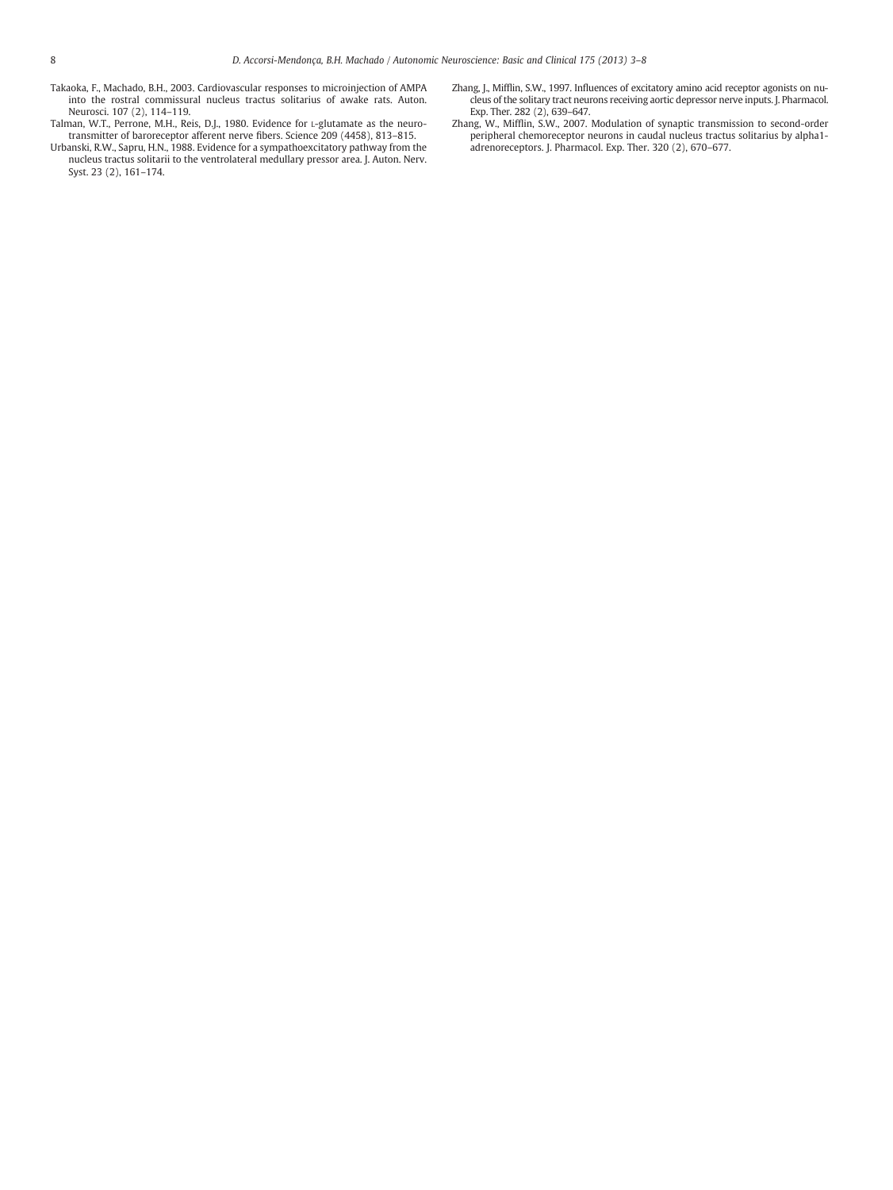Takaoka, F., Machado, B.H., 2003. Cardiovascular responses to microinjection of AMPA into the rostral commissural nucleus tractus solitarius of awake rats. Auton. Neurosci. 107 (2), 114–119.

Talman, W.T., Perrone, M.H., Reis, D.J., 1980. Evidence for L-glutamate as the neurotransmitter of baroreceptor afferent nerve fibers. Science 209 (4458), 813–815.

Urbanski, R.W., Sapru, H.N., 1988. Evidence for a sympathoexcitatory pathway from the nucleus tractus solitarii to the ventrolateral medullary pressor area. J. Auton. Nerv. Syst. 23 (2), 161–174.

Zhang, J., Mifflin, S.W., 1997. Influences of excitatory amino acid receptor agonists on nucleus of the solitary tract neurons receiving aortic depressor nerve inputs. J. Pharmacol. Exp. Ther. 282 (2), 639–647.

Zhang, W., Mifflin, S.W., 2007. Modulation of synaptic transmission to second-order peripheral chemoreceptor neurons in caudal nucleus tractus solitarius by alpha1-adrenoreceptors. J. Pharmacol. Exp. Ther. 320 (2), 670–677.